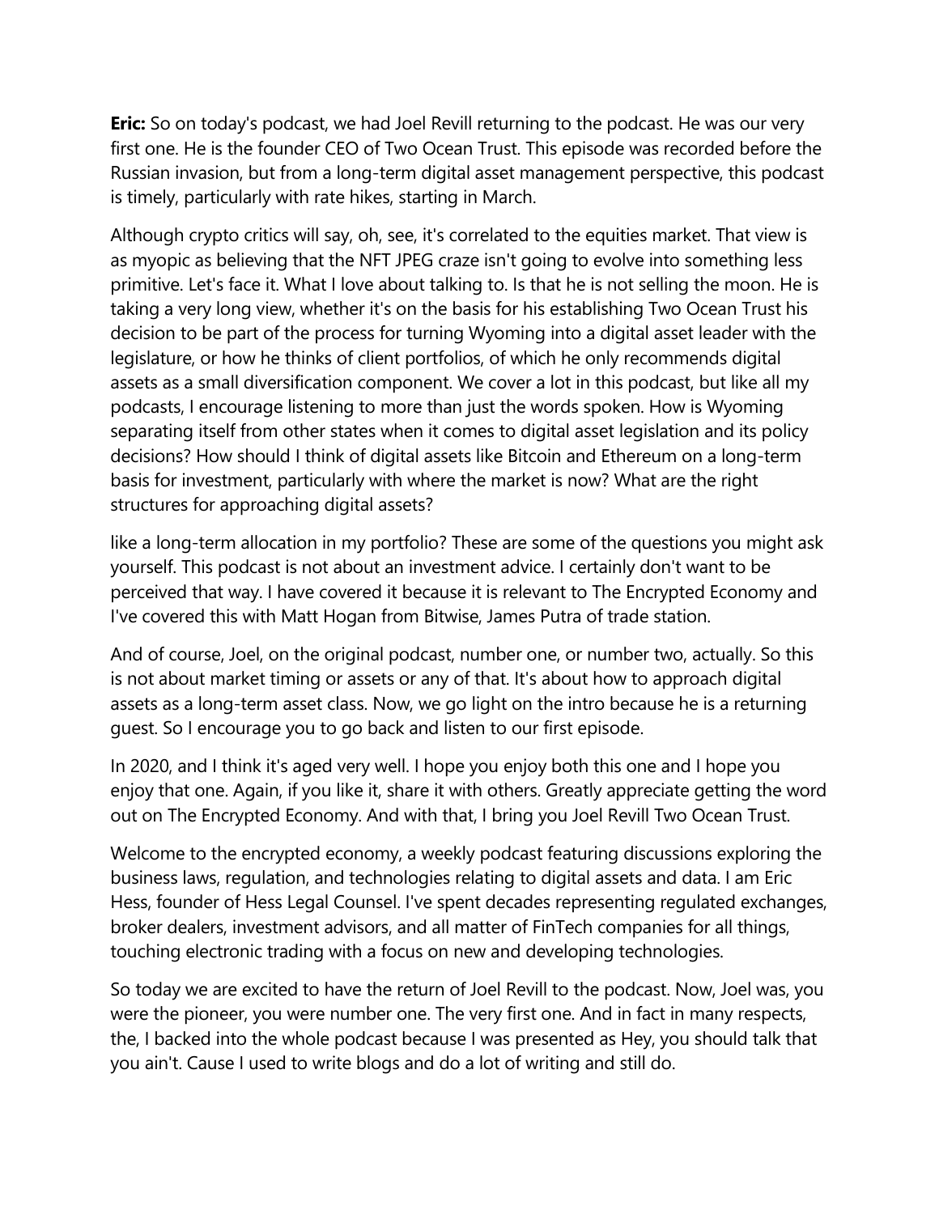**Eric:** So on today's podcast, we had Joel Revill returning to the podcast. He was our very first one. He is the founder CEO of Two Ocean Trust. This episode was recorded before the Russian invasion, but from a long-term digital asset management perspective, this podcast is timely, particularly with rate hikes, starting in March.

Although crypto critics will say, oh, see, it's correlated to the equities market. That view is as myopic as believing that the NFT JPEG craze isn't going to evolve into something less primitive. Let's face it. What I love about talking to. Is that he is not selling the moon. He is taking a very long view, whether it's on the basis for his establishing Two Ocean Trust his decision to be part of the process for turning Wyoming into a digital asset leader with the legislature, or how he thinks of client portfolios, of which he only recommends digital assets as a small diversification component. We cover a lot in this podcast, but like all my podcasts, I encourage listening to more than just the words spoken. How is Wyoming separating itself from other states when it comes to digital asset legislation and its policy decisions? How should I think of digital assets like Bitcoin and Ethereum on a long-term basis for investment, particularly with where the market is now? What are the right structures for approaching digital assets?

like a long-term allocation in my portfolio? These are some of the questions you might ask yourself. This podcast is not about an investment advice. I certainly don't want to be perceived that way. I have covered it because it is relevant to The Encrypted Economy and I've covered this with Matt Hogan from Bitwise, James Putra of trade station.

And of course, Joel, on the original podcast, number one, or number two, actually. So this is not about market timing or assets or any of that. It's about how to approach digital assets as a long-term asset class. Now, we go light on the intro because he is a returning guest. So I encourage you to go back and listen to our first episode.

In 2020, and I think it's aged very well. I hope you enjoy both this one and I hope you enjoy that one. Again, if you like it, share it with others. Greatly appreciate getting the word out on The Encrypted Economy. And with that, I bring you Joel Revill Two Ocean Trust.

Welcome to the encrypted economy, a weekly podcast featuring discussions exploring the business laws, regulation, and technologies relating to digital assets and data. I am Eric Hess, founder of Hess Legal Counsel. I've spent decades representing regulated exchanges, broker dealers, investment advisors, and all matter of FinTech companies for all things, touching electronic trading with a focus on new and developing technologies.

So today we are excited to have the return of Joel Revill to the podcast. Now, Joel was, you were the pioneer, you were number one. The very first one. And in fact in many respects, the, I backed into the whole podcast because I was presented as Hey, you should talk that you ain't. Cause I used to write blogs and do a lot of writing and still do.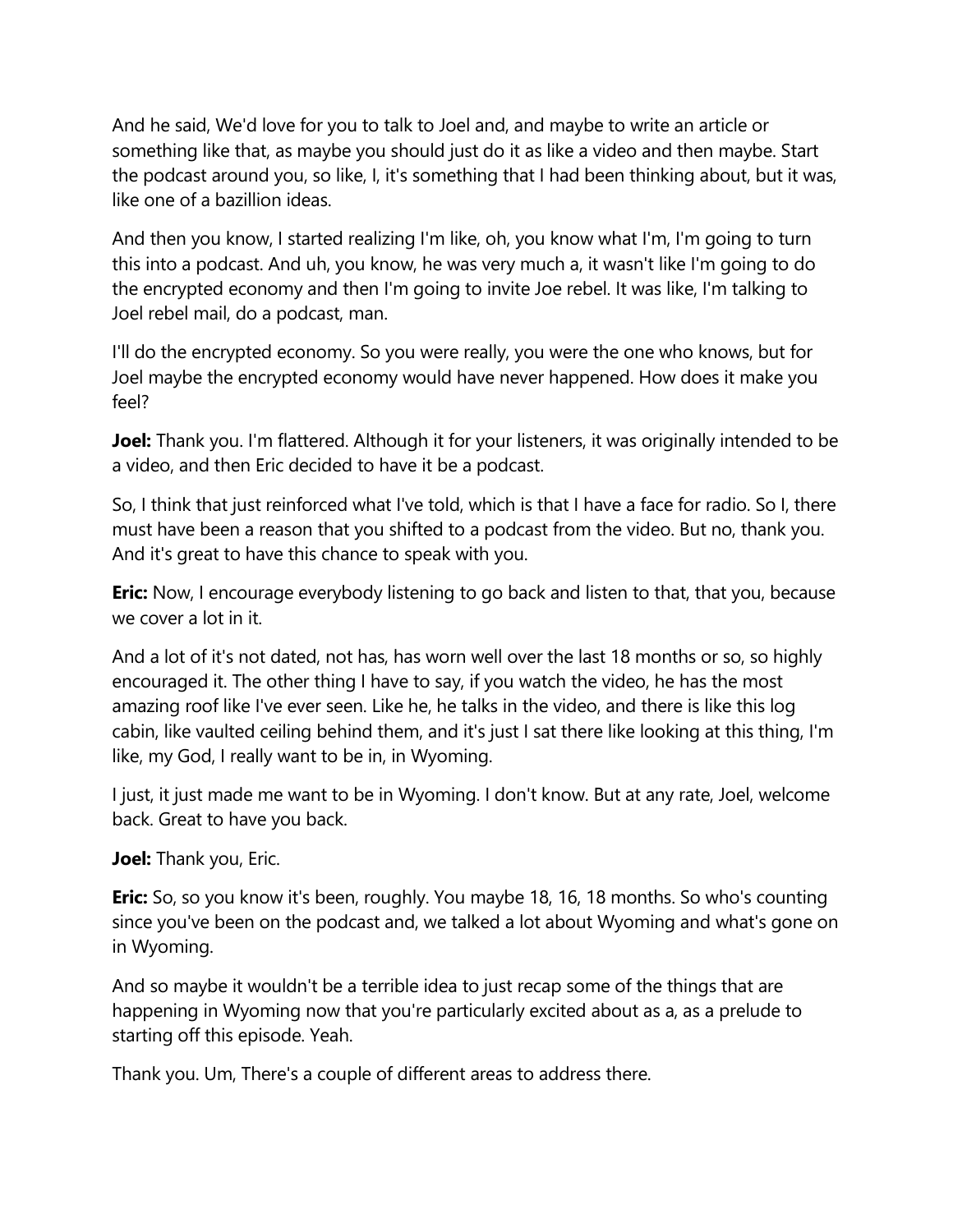And he said, We'd love for you to talk to Joel and, and maybe to write an article or something like that, as maybe you should just do it as like a video and then maybe. Start the podcast around you, so like, I, it's something that I had been thinking about, but it was, like one of a bazillion ideas.

And then you know, I started realizing I'm like, oh, you know what I'm, I'm going to turn this into a podcast. And uh, you know, he was very much a, it wasn't like I'm going to do the encrypted economy and then I'm going to invite Joe rebel. It was like, I'm talking to Joel rebel mail, do a podcast, man.

I'll do the encrypted economy. So you were really, you were the one who knows, but for Joel maybe the encrypted economy would have never happened. How does it make you feel?

**Joel:** Thank you. I'm flattered. Although it for your listeners, it was originally intended to be a video, and then Eric decided to have it be a podcast.

So, I think that just reinforced what I've told, which is that I have a face for radio. So I, there must have been a reason that you shifted to a podcast from the video. But no, thank you. And it's great to have this chance to speak with you.

**Eric:** Now, I encourage everybody listening to go back and listen to that, that you, because we cover a lot in it.

And a lot of it's not dated, not has, has worn well over the last 18 months or so, so highly encouraged it. The other thing I have to say, if you watch the video, he has the most amazing roof like I've ever seen. Like he, he talks in the video, and there is like this log cabin, like vaulted ceiling behind them, and it's just I sat there like looking at this thing, I'm like, my God, I really want to be in, in Wyoming.

I just, it just made me want to be in Wyoming. I don't know. But at any rate, Joel, welcome back. Great to have you back.

**Joel:** Thank you, Eric.

**Eric:** So, so you know it's been, roughly. You maybe 18, 16, 18 months. So who's counting since you've been on the podcast and, we talked a lot about Wyoming and what's gone on in Wyoming.

And so maybe it wouldn't be a terrible idea to just recap some of the things that are happening in Wyoming now that you're particularly excited about as a, as a prelude to starting off this episode. Yeah.

Thank you. Um, There's a couple of different areas to address there.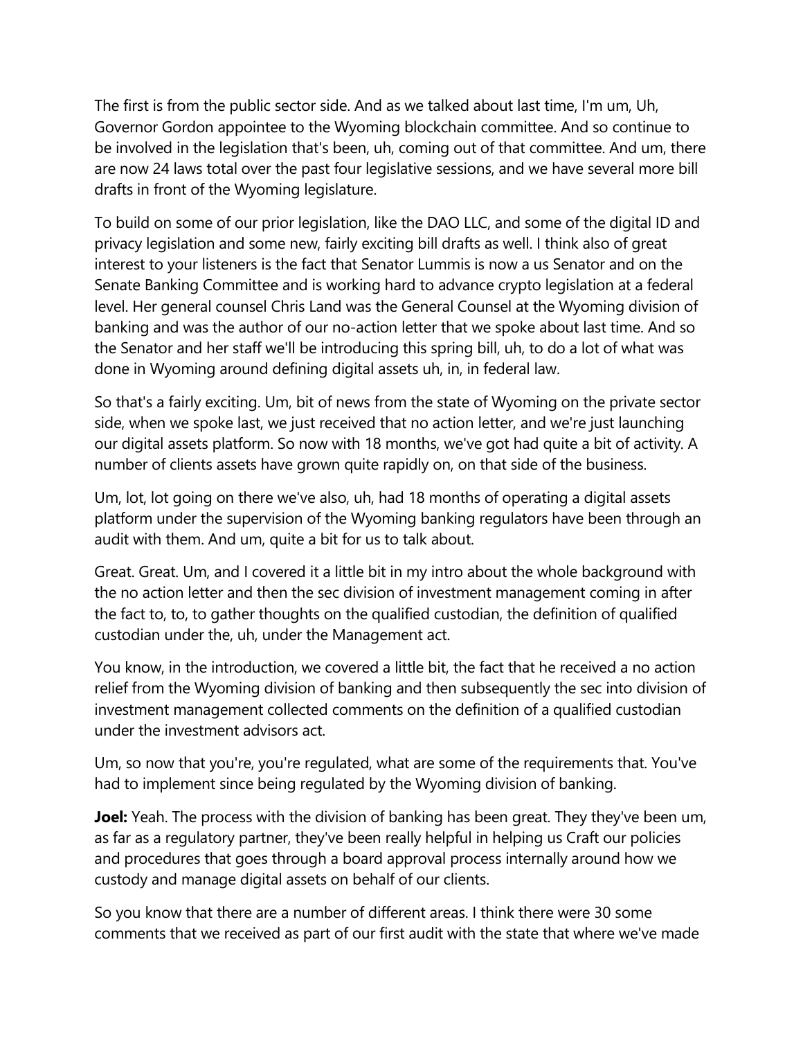The first is from the public sector side. And as we talked about last time, I'm um, Uh, Governor Gordon appointee to the Wyoming blockchain committee. And so continue to be involved in the legislation that's been, uh, coming out of that committee. And um, there are now 24 laws total over the past four legislative sessions, and we have several more bill drafts in front of the Wyoming legislature.

To build on some of our prior legislation, like the DAO LLC, and some of the digital ID and privacy legislation and some new, fairly exciting bill drafts as well. I think also of great interest to your listeners is the fact that Senator Lummis is now a us Senator and on the Senate Banking Committee and is working hard to advance crypto legislation at a federal level. Her general counsel Chris Land was the General Counsel at the Wyoming division of banking and was the author of our no-action letter that we spoke about last time. And so the Senator and her staff we'll be introducing this spring bill, uh, to do a lot of what was done in Wyoming around defining digital assets uh, in, in federal law.

So that's a fairly exciting. Um, bit of news from the state of Wyoming on the private sector side, when we spoke last, we just received that no action letter, and we're just launching our digital assets platform. So now with 18 months, we've got had quite a bit of activity. A number of clients assets have grown quite rapidly on, on that side of the business.

Um, lot, lot going on there we've also, uh, had 18 months of operating a digital assets platform under the supervision of the Wyoming banking regulators have been through an audit with them. And um, quite a bit for us to talk about.

Great. Great. Um, and I covered it a little bit in my intro about the whole background with the no action letter and then the sec division of investment management coming in after the fact to, to, to gather thoughts on the qualified custodian, the definition of qualified custodian under the, uh, under the Management act.

You know, in the introduction, we covered a little bit, the fact that he received a no action relief from the Wyoming division of banking and then subsequently the sec into division of investment management collected comments on the definition of a qualified custodian under the investment advisors act.

Um, so now that you're, you're regulated, what are some of the requirements that. You've had to implement since being regulated by the Wyoming division of banking.

**Joel:** Yeah. The process with the division of banking has been great. They they've been um, as far as a regulatory partner, they've been really helpful in helping us Craft our policies and procedures that goes through a board approval process internally around how we custody and manage digital assets on behalf of our clients.

So you know that there are a number of different areas. I think there were 30 some comments that we received as part of our first audit with the state that where we've made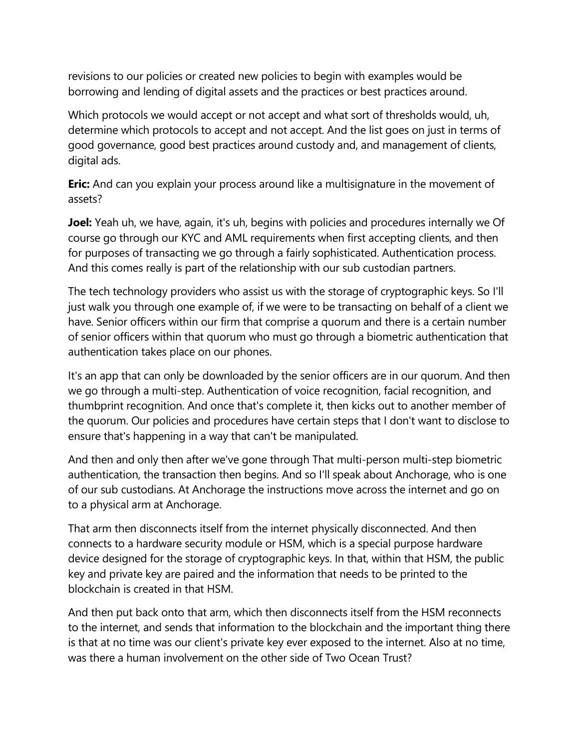revisions to our policies or created new policies to begin with examples would be borrowing and lending of digital assets and the practices or best practices around.

Which protocols we would accept or not accept and what sort of thresholds would, uh, determine which protocols to accept and not accept. And the list goes on just in terms of good governance, good best practices around custody and, and management of clients, digital ads.

**Eric:** And can you explain your process around like a multisignature in the movement of assets?

**Joel:** Yeah uh, we have, again, it's uh, begins with policies and procedures internally we Of course go through our KYC and AML requirements when first accepting clients, and then for purposes of transacting we go through a fairly sophisticated. Authentication process. And this comes really is part of the relationship with our sub custodian partners.

The tech technology providers who assist us with the storage of cryptographic keys. So I'll just walk you through one example of, if we were to be transacting on behalf of a client we have. Senior officers within our firm that comprise a quorum and there is a certain number of senior officers within that quorum who must go through a biometric authentication that authentication takes place on our phones.

It's an app that can only be downloaded by the senior officers are in our quorum. And then we go through a multi-step. Authentication of voice recognition, facial recognition, and thumbprint recognition. And once that's complete it, then kicks out to another member of the quorum. Our policies and procedures have certain steps that I don't want to disclose to ensure that's happening in a way that can't be manipulated.

And then and only then after we've gone through That multi-person multi-step biometric authentication, the transaction then begins. And so I'll speak about Anchorage, who is one of our sub custodians. At Anchorage the instructions move across the internet and go on to a physical arm at Anchorage.

That arm then disconnects itself from the internet physically disconnected. And then connects to a hardware security module or HSM, which is a special purpose hardware device designed for the storage of cryptographic keys. In that, within that HSM, the public key and private key are paired and the information that needs to be printed to the blockchain is created in that HSM.

And then put back onto that arm, which then disconnects itself from the HSM reconnects to the internet, and sends that information to the blockchain and the important thing there is that at no time was our client's private key ever exposed to the internet. Also at no time, was there a human involvement on the other side of Two Ocean Trust?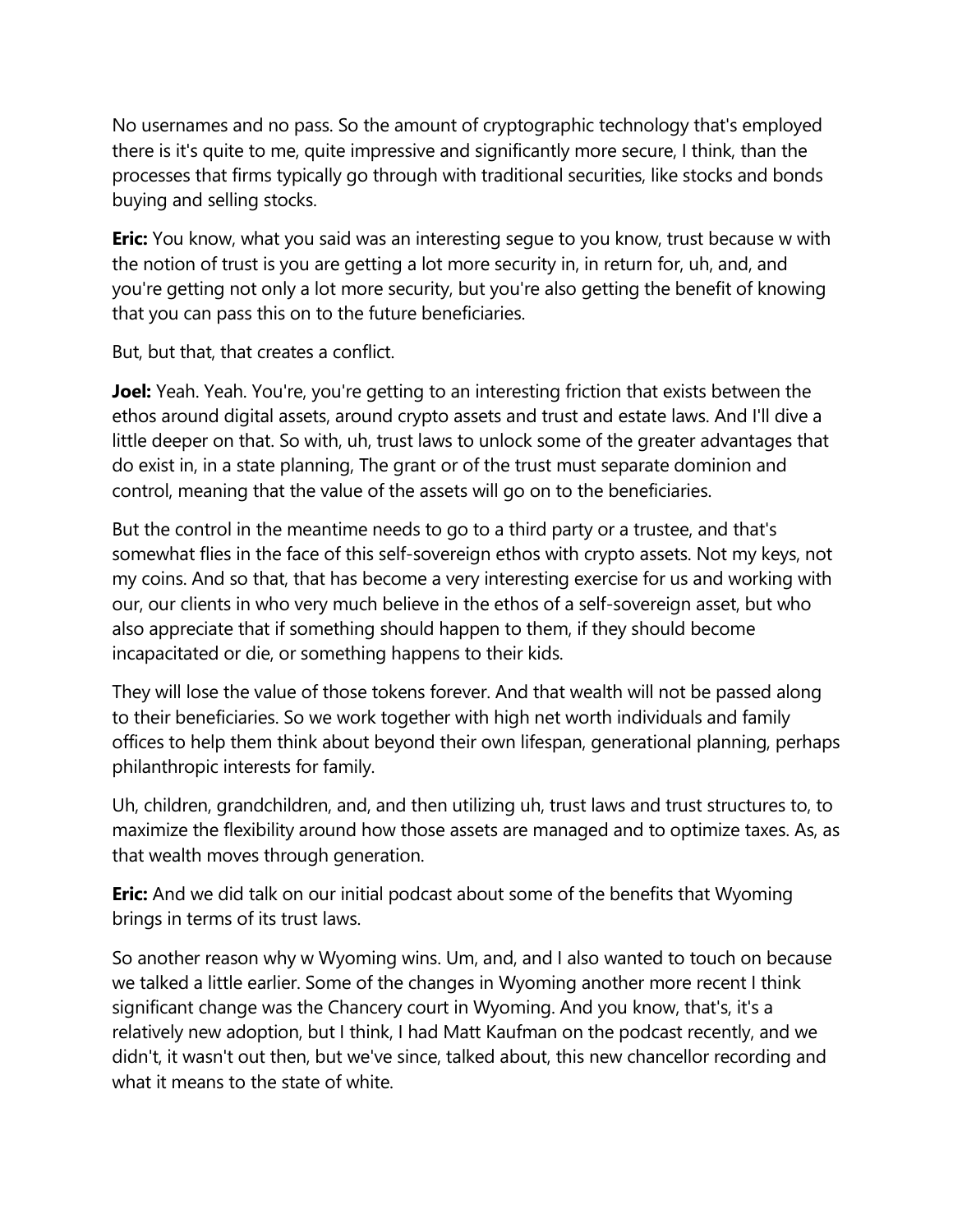No usernames and no pass. So the amount of cryptographic technology that's employed there is it's quite to me, quite impressive and significantly more secure, I think, than the processes that firms typically go through with traditional securities, like stocks and bonds buying and selling stocks.

**Eric:** You know, what you said was an interesting segue to you know, trust because w with the notion of trust is you are getting a lot more security in, in return for, uh, and, and you're getting not only a lot more security, but you're also getting the benefit of knowing that you can pass this on to the future beneficiaries.

But, but that, that creates a conflict.

**Joel:** Yeah. Yeah. You're, you're getting to an interesting friction that exists between the ethos around digital assets, around crypto assets and trust and estate laws. And I'll dive a little deeper on that. So with, uh, trust laws to unlock some of the greater advantages that do exist in, in a state planning, The grant or of the trust must separate dominion and control, meaning that the value of the assets will go on to the beneficiaries.

But the control in the meantime needs to go to a third party or a trustee, and that's somewhat flies in the face of this self-sovereign ethos with crypto assets. Not my keys, not my coins. And so that, that has become a very interesting exercise for us and working with our, our clients in who very much believe in the ethos of a self-sovereign asset, but who also appreciate that if something should happen to them, if they should become incapacitated or die, or something happens to their kids.

They will lose the value of those tokens forever. And that wealth will not be passed along to their beneficiaries. So we work together with high net worth individuals and family offices to help them think about beyond their own lifespan, generational planning, perhaps philanthropic interests for family.

Uh, children, grandchildren, and, and then utilizing uh, trust laws and trust structures to, to maximize the flexibility around how those assets are managed and to optimize taxes. As, as that wealth moves through generation.

**Eric:** And we did talk on our initial podcast about some of the benefits that Wyoming brings in terms of its trust laws.

So another reason why w Wyoming wins. Um, and, and I also wanted to touch on because we talked a little earlier. Some of the changes in Wyoming another more recent I think significant change was the Chancery court in Wyoming. And you know, that's, it's a relatively new adoption, but I think, I had Matt Kaufman on the podcast recently, and we didn't, it wasn't out then, but we've since, talked about, this new chancellor recording and what it means to the state of white.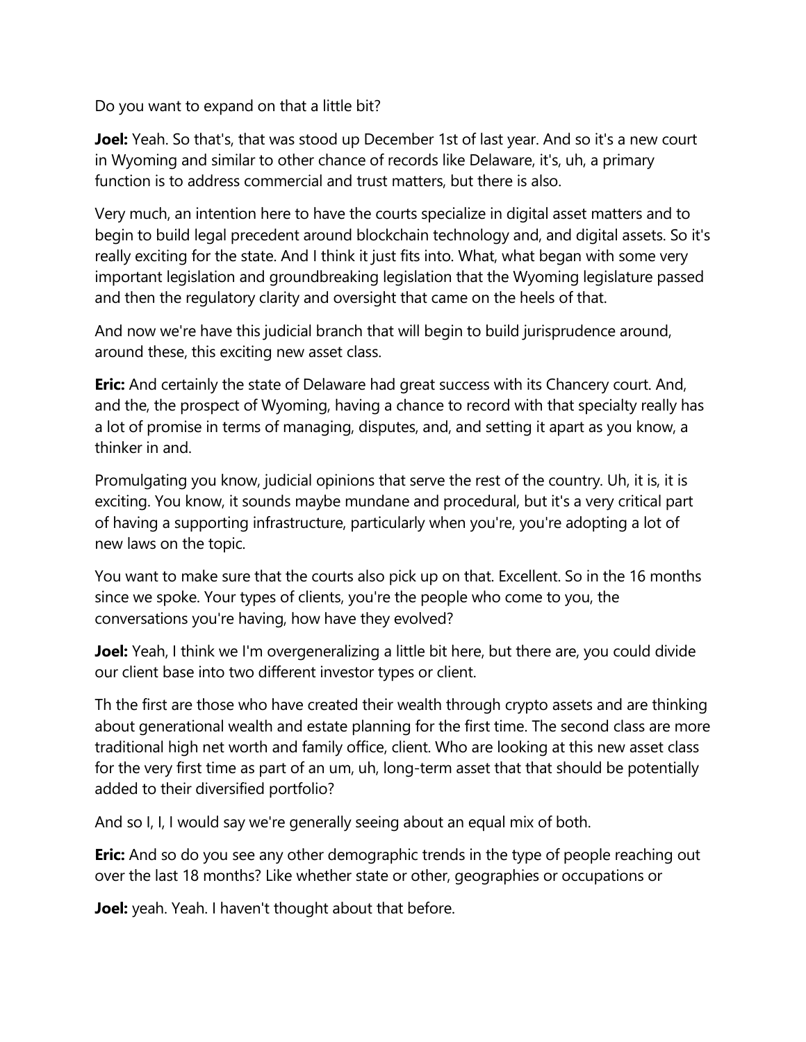Do you want to expand on that a little bit?

**Joel:** Yeah. So that's, that was stood up December 1st of last year. And so it's a new court in Wyoming and similar to other chance of records like Delaware, it's, uh, a primary function is to address commercial and trust matters, but there is also.

Very much, an intention here to have the courts specialize in digital asset matters and to begin to build legal precedent around blockchain technology and, and digital assets. So it's really exciting for the state. And I think it just fits into. What, what began with some very important legislation and groundbreaking legislation that the Wyoming legislature passed and then the regulatory clarity and oversight that came on the heels of that.

And now we're have this judicial branch that will begin to build jurisprudence around, around these, this exciting new asset class.

**Eric:** And certainly the state of Delaware had great success with its Chancery court. And, and the, the prospect of Wyoming, having a chance to record with that specialty really has a lot of promise in terms of managing, disputes, and, and setting it apart as you know, a thinker in and.

Promulgating you know, judicial opinions that serve the rest of the country. Uh, it is, it is exciting. You know, it sounds maybe mundane and procedural, but it's a very critical part of having a supporting infrastructure, particularly when you're, you're adopting a lot of new laws on the topic.

You want to make sure that the courts also pick up on that. Excellent. So in the 16 months since we spoke. Your types of clients, you're the people who come to you, the conversations you're having, how have they evolved?

**Joel:** Yeah, I think we I'm overgeneralizing a little bit here, but there are, you could divide our client base into two different investor types or client.

Th the first are those who have created their wealth through crypto assets and are thinking about generational wealth and estate planning for the first time. The second class are more traditional high net worth and family office, client. Who are looking at this new asset class for the very first time as part of an um, uh, long-term asset that that should be potentially added to their diversified portfolio?

And so I, I, I would say we're generally seeing about an equal mix of both.

**Eric:** And so do you see any other demographic trends in the type of people reaching out over the last 18 months? Like whether state or other, geographies or occupations or

**Joel:** yeah. Yeah. I haven't thought about that before.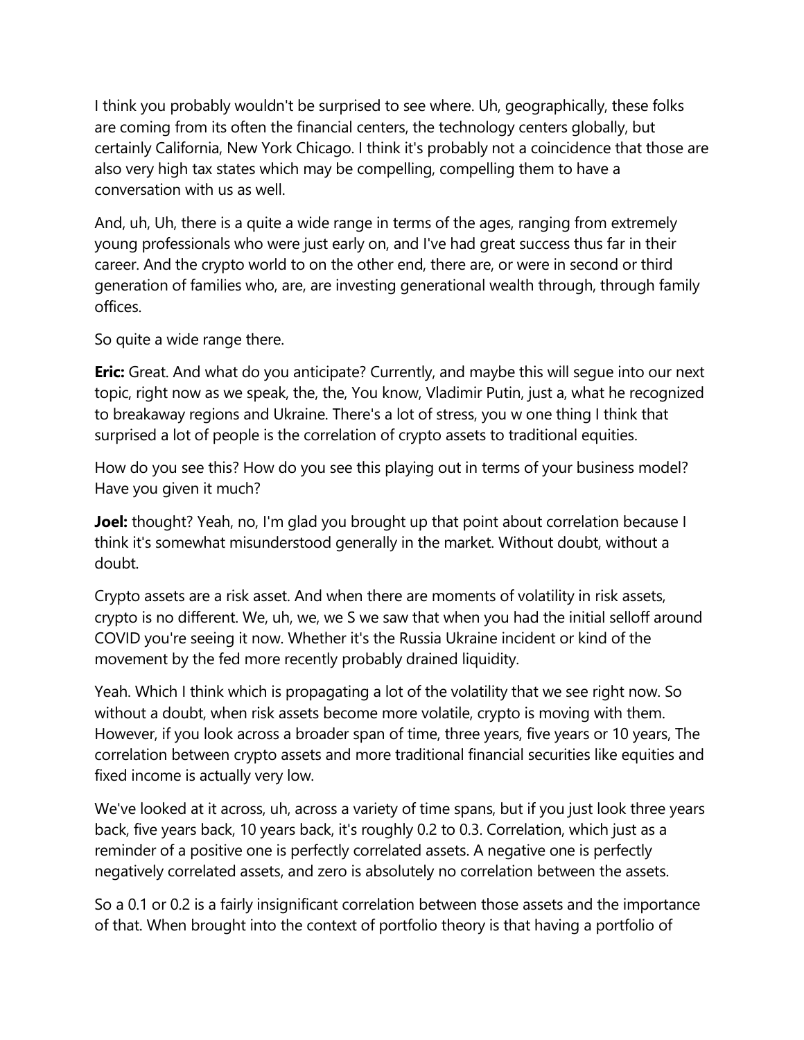I think you probably wouldn't be surprised to see where. Uh, geographically, these folks are coming from its often the financial centers, the technology centers globally, but certainly California, New York Chicago. I think it's probably not a coincidence that those are also very high tax states which may be compelling, compelling them to have a conversation with us as well.

And, uh, Uh, there is a quite a wide range in terms of the ages, ranging from extremely young professionals who were just early on, and I've had great success thus far in their career. And the crypto world to on the other end, there are, or were in second or third generation of families who, are, are investing generational wealth through, through family offices.

So quite a wide range there.

**Eric:** Great. And what do you anticipate? Currently, and maybe this will segue into our next topic, right now as we speak, the, the, You know, Vladimir Putin, just a, what he recognized to breakaway regions and Ukraine. There's a lot of stress, you w one thing I think that surprised a lot of people is the correlation of crypto assets to traditional equities.

How do you see this? How do you see this playing out in terms of your business model? Have you given it much?

**Joel:** thought? Yeah, no, I'm glad you brought up that point about correlation because I think it's somewhat misunderstood generally in the market. Without doubt, without a doubt.

Crypto assets are a risk asset. And when there are moments of volatility in risk assets, crypto is no different. We, uh, we, we S we saw that when you had the initial selloff around COVID you're seeing it now. Whether it's the Russia Ukraine incident or kind of the movement by the fed more recently probably drained liquidity.

Yeah. Which I think which is propagating a lot of the volatility that we see right now. So without a doubt, when risk assets become more volatile, crypto is moving with them. However, if you look across a broader span of time, three years, five years or 10 years, The correlation between crypto assets and more traditional financial securities like equities and fixed income is actually very low.

We've looked at it across, uh, across a variety of time spans, but if you just look three years back, five years back, 10 years back, it's roughly 0.2 to 0.3. Correlation, which just as a reminder of a positive one is perfectly correlated assets. A negative one is perfectly negatively correlated assets, and zero is absolutely no correlation between the assets.

So a 0.1 or 0.2 is a fairly insignificant correlation between those assets and the importance of that. When brought into the context of portfolio theory is that having a portfolio of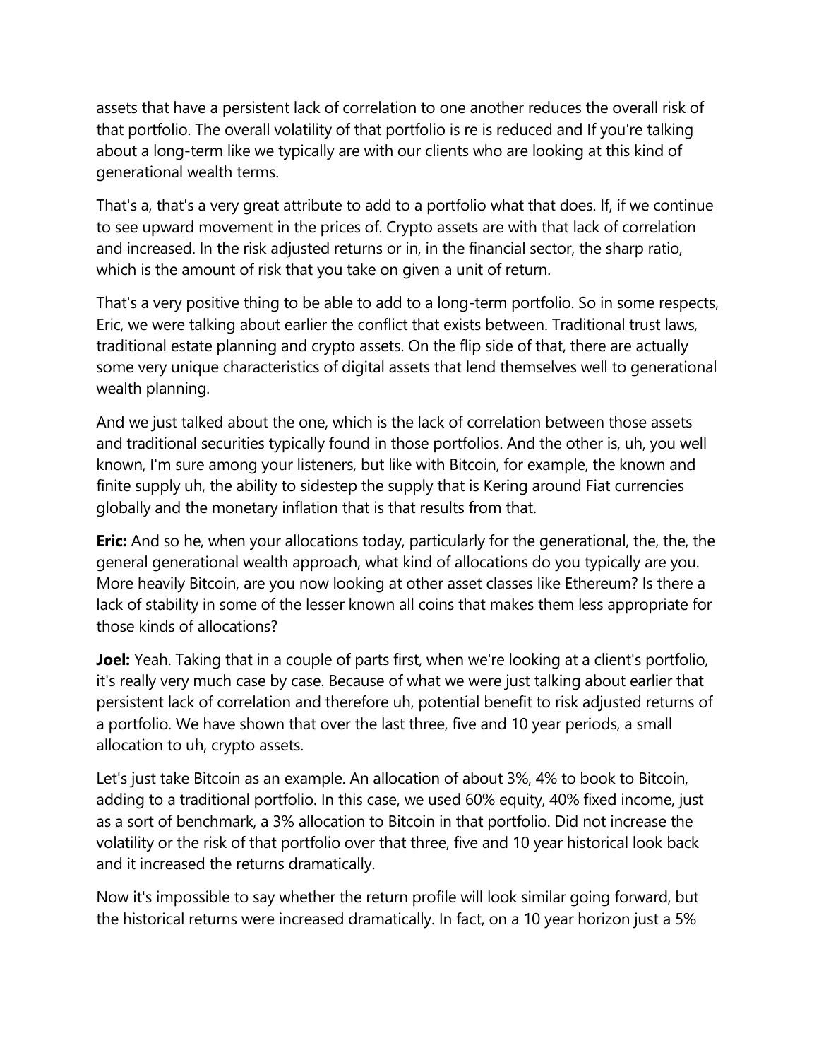assets that have a persistent lack of correlation to one another reduces the overall risk of that portfolio. The overall volatility of that portfolio is re is reduced and If you're talking about a long-term like we typically are with our clients who are looking at this kind of generational wealth terms.

That's a, that's a very great attribute to add to a portfolio what that does. If, if we continue to see upward movement in the prices of. Crypto assets are with that lack of correlation and increased. In the risk adjusted returns or in, in the financial sector, the sharp ratio, which is the amount of risk that you take on given a unit of return.

That's a very positive thing to be able to add to a long-term portfolio. So in some respects, Eric, we were talking about earlier the conflict that exists between. Traditional trust laws, traditional estate planning and crypto assets. On the flip side of that, there are actually some very unique characteristics of digital assets that lend themselves well to generational wealth planning.

And we just talked about the one, which is the lack of correlation between those assets and traditional securities typically found in those portfolios. And the other is, uh, you well known, I'm sure among your listeners, but like with Bitcoin, for example, the known and finite supply uh, the ability to sidestep the supply that is Kering around Fiat currencies globally and the monetary inflation that is that results from that.

**Eric:** And so he, when your allocations today, particularly for the generational, the, the, the general generational wealth approach, what kind of allocations do you typically are you. More heavily Bitcoin, are you now looking at other asset classes like Ethereum? Is there a lack of stability in some of the lesser known all coins that makes them less appropriate for those kinds of allocations?

**Joel:** Yeah. Taking that in a couple of parts first, when we're looking at a client's portfolio, it's really very much case by case. Because of what we were just talking about earlier that persistent lack of correlation and therefore uh, potential benefit to risk adjusted returns of a portfolio. We have shown that over the last three, five and 10 year periods, a small allocation to uh, crypto assets.

Let's just take Bitcoin as an example. An allocation of about 3%, 4% to book to Bitcoin, adding to a traditional portfolio. In this case, we used 60% equity, 40% fixed income, just as a sort of benchmark, a 3% allocation to Bitcoin in that portfolio. Did not increase the volatility or the risk of that portfolio over that three, five and 10 year historical look back and it increased the returns dramatically.

Now it's impossible to say whether the return profile will look similar going forward, but the historical returns were increased dramatically. In fact, on a 10 year horizon just a 5%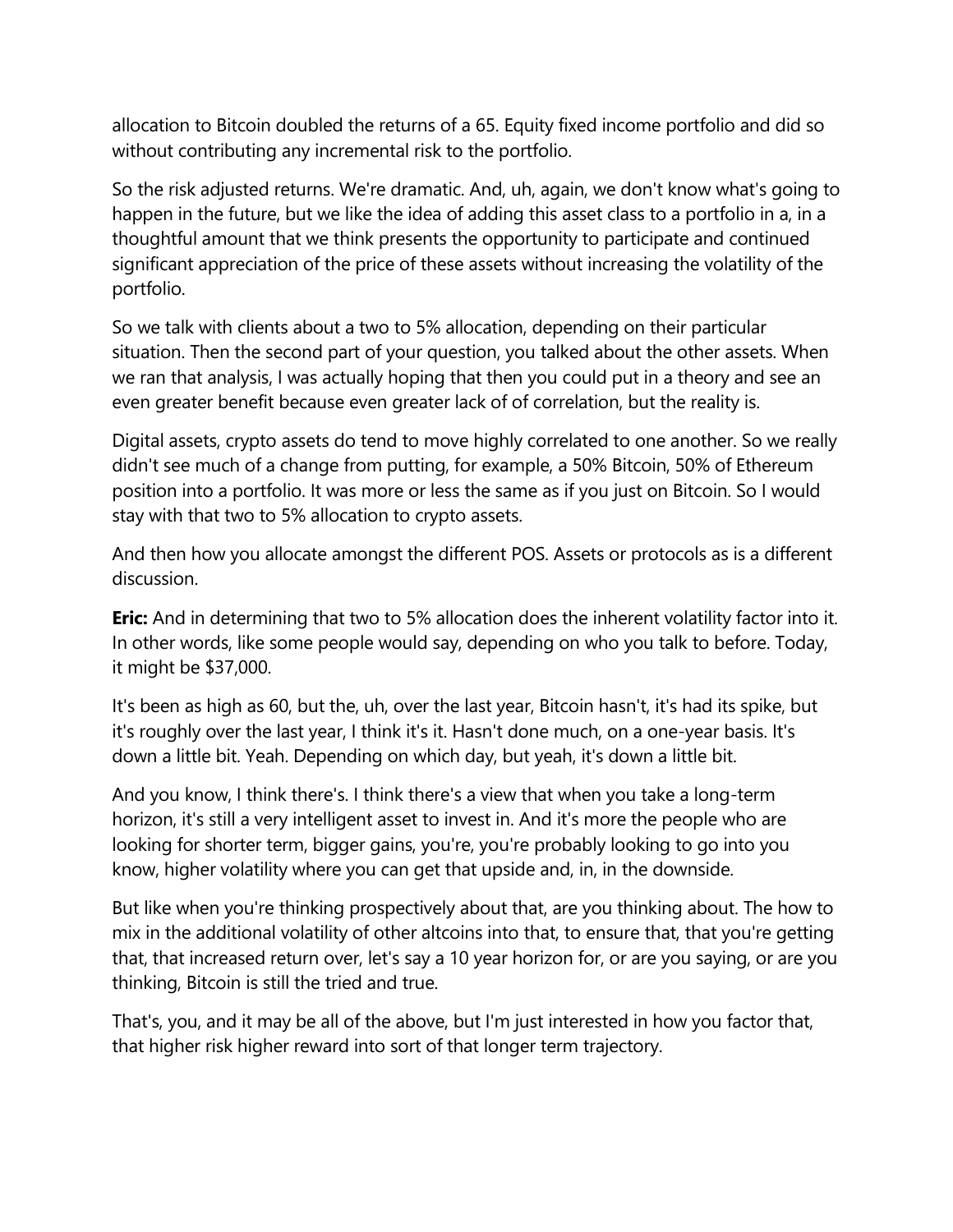allocation to Bitcoin doubled the returns of a 65. Equity fixed income portfolio and did so without contributing any incremental risk to the portfolio.

So the risk adjusted returns. We're dramatic. And, uh, again, we don't know what's going to happen in the future, but we like the idea of adding this asset class to a portfolio in a, in a thoughtful amount that we think presents the opportunity to participate and continued significant appreciation of the price of these assets without increasing the volatility of the portfolio.

So we talk with clients about a two to 5% allocation, depending on their particular situation. Then the second part of your question, you talked about the other assets. When we ran that analysis, I was actually hoping that then you could put in a theory and see an even greater benefit because even greater lack of of correlation, but the reality is.

Digital assets, crypto assets do tend to move highly correlated to one another. So we really didn't see much of a change from putting, for example, a 50% Bitcoin, 50% of Ethereum position into a portfolio. It was more or less the same as if you just on Bitcoin. So I would stay with that two to 5% allocation to crypto assets.

And then how you allocate amongst the different POS. Assets or protocols as is a different discussion.

**Eric:** And in determining that two to 5% allocation does the inherent volatility factor into it. In other words, like some people would say, depending on who you talk to before. Today, it might be $37,000.

It's been as high as 60, but the, uh, over the last year, Bitcoin hasn't, it's had its spike, but it's roughly over the last year, I think it's it. Hasn't done much, on a one-year basis. It's down a little bit. Yeah. Depending on which day, but yeah, it's down a little bit.

And you know, I think there's. I think there's a view that when you take a long-term horizon, it's still a very intelligent asset to invest in. And it's more the people who are looking for shorter term, bigger gains, you're, you're probably looking to go into you know, higher volatility where you can get that upside and, in, in the downside.

But like when you're thinking prospectively about that, are you thinking about. The how to mix in the additional volatility of other altcoins into that, to ensure that, that you're getting that, that increased return over, let's say a 10 year horizon for, or are you saying, or are you thinking, Bitcoin is still the tried and true.

That's, you, and it may be all of the above, but I'm just interested in how you factor that, that higher risk higher reward into sort of that longer term trajectory.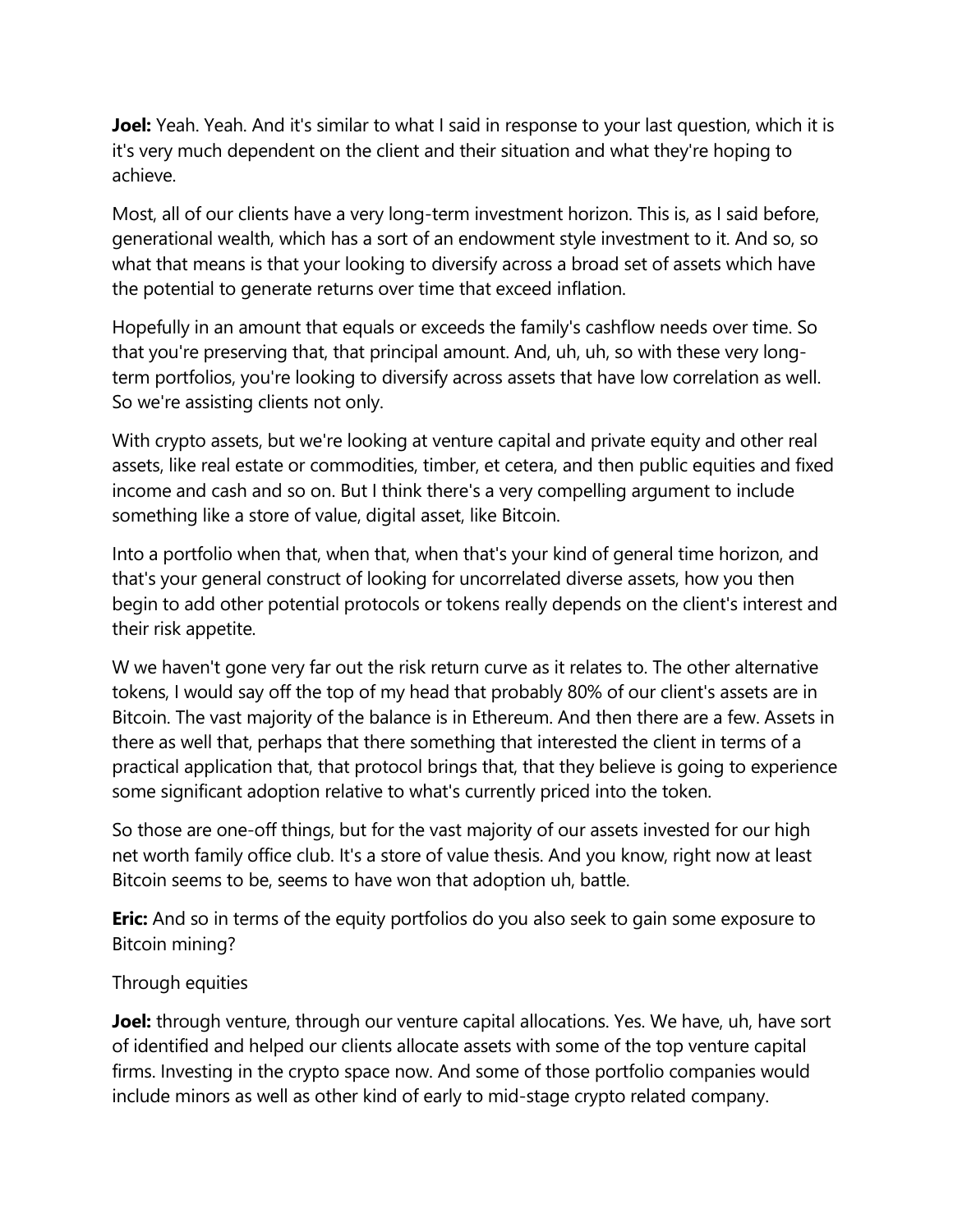**Joel:** Yeah. Yeah. And it's similar to what I said in response to your last question, which it is it's very much dependent on the client and their situation and what they're hoping to achieve.

Most, all of our clients have a very long-term investment horizon. This is, as I said before, generational wealth, which has a sort of an endowment style investment to it. And so, so what that means is that your looking to diversify across a broad set of assets which have the potential to generate returns over time that exceed inflation.

Hopefully in an amount that equals or exceeds the family's cashflow needs over time. So that you're preserving that, that principal amount. And, uh, uh, so with these very long-term portfolios, you're looking to diversify across assets that have low correlation as well. So we're assisting clients not only.

With crypto assets, but we're looking at venture capital and private equity and other real assets, like real estate or commodities, timber, et cetera, and then public equities and fixed income and cash and so on. But I think there's a very compelling argument to include something like a store of value, digital asset, like Bitcoin.

Into a portfolio when that, when that, when that's your kind of general time horizon, and that's your general construct of looking for uncorrelated diverse assets, how you then begin to add other potential protocols or tokens really depends on the client's interest and their risk appetite.

W we haven't gone very far out the risk return curve as it relates to. The other alternative tokens, I would say off the top of my head that probably 80% of our client's assets are in Bitcoin. The vast majority of the balance is in Ethereum. And then there are a few. Assets in there as well that, perhaps that there something that interested the client in terms of a practical application that, that protocol brings that, that they believe is going to experience some significant adoption relative to what's currently priced into the token.

So those are one-off things, but for the vast majority of our assets invested for our high net worth family office club. It's a store of value thesis. And you know, right now at least Bitcoin seems to be, seems to have won that adoption uh, battle.

**Eric:** And so in terms of the equity portfolios do you also seek to gain some exposure to Bitcoin mining?

Through equities

**Joel:** through venture, through our venture capital allocations. Yes. We have, uh, have sort of identified and helped our clients allocate assets with some of the top venture capital firms. Investing in the crypto space now. And some of those portfolio companies would include minors as well as other kind of early to mid-stage crypto related company.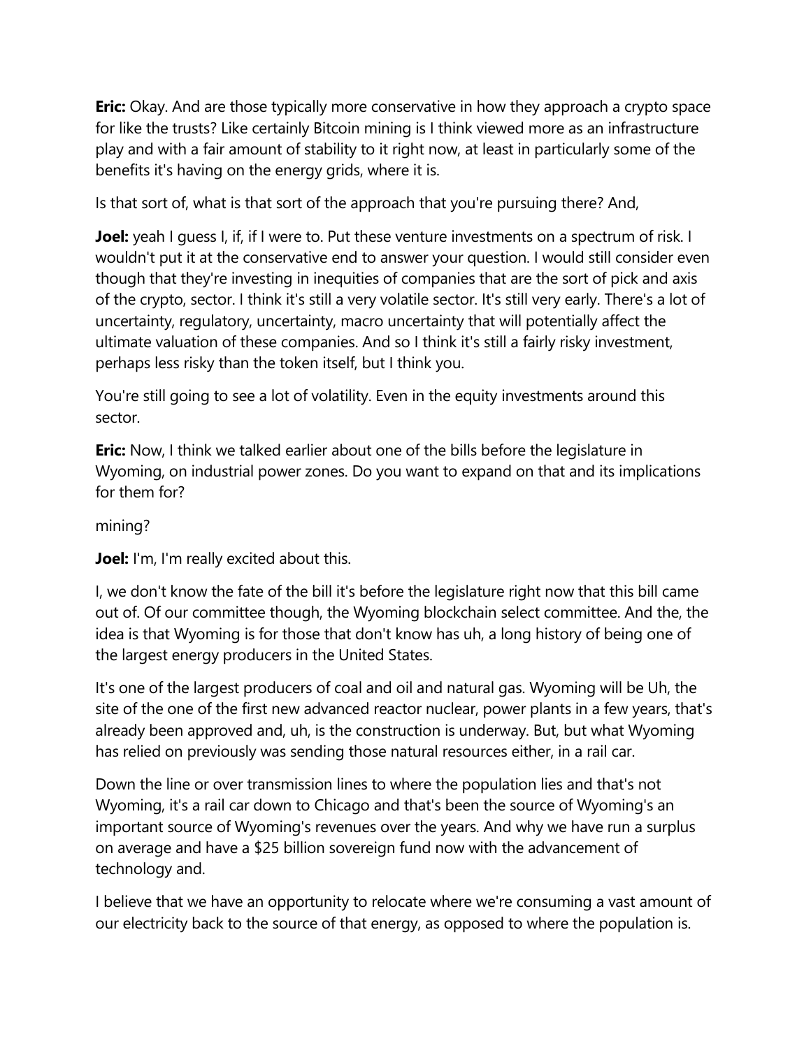**Eric:** Okay. And are those typically more conservative in how they approach a crypto space for like the trusts? Like certainly Bitcoin mining is I think viewed more as an infrastructure play and with a fair amount of stability to it right now, at least in particularly some of the benefits it's having on the energy grids, where it is.

Is that sort of, what is that sort of the approach that you're pursuing there? And,

**Joel:** yeah I guess I, if, if I were to. Put these venture investments on a spectrum of risk. I wouldn't put it at the conservative end to answer your question. I would still consider even though that they're investing in inequities of companies that are the sort of pick and axis of the crypto, sector. I think it's still a very volatile sector. It's still very early. There's a lot of uncertainty, regulatory, uncertainty, macro uncertainty that will potentially affect the ultimate valuation of these companies. And so I think it's still a fairly risky investment, perhaps less risky than the token itself, but I think you.

You're still going to see a lot of volatility. Even in the equity investments around this sector.

**Eric:** Now, I think we talked earlier about one of the bills before the legislature in Wyoming, on industrial power zones. Do you want to expand on that and its implications for them for?

mining?

**Joel:** I'm, I'm really excited about this.

I, we don't know the fate of the bill it's before the legislature right now that this bill came out of. Of our committee though, the Wyoming blockchain select committee. And the, the idea is that Wyoming is for those that don't know has uh, a long history of being one of the largest energy producers in the United States.

It's one of the largest producers of coal and oil and natural gas. Wyoming will be Uh, the site of the one of the first new advanced reactor nuclear, power plants in a few years, that's already been approved and, uh, is the construction is underway. But, but what Wyoming has relied on previously was sending those natural resources either, in a rail car.

Down the line or over transmission lines to where the population lies and that's not Wyoming, it's a rail car down to Chicago and that's been the source of Wyoming's an important source of Wyoming's revenues over the years. And why we have run a surplus on average and have a $25 billion sovereign fund now with the advancement of technology and.

I believe that we have an opportunity to relocate where we're consuming a vast amount of our electricity back to the source of that energy, as opposed to where the population is.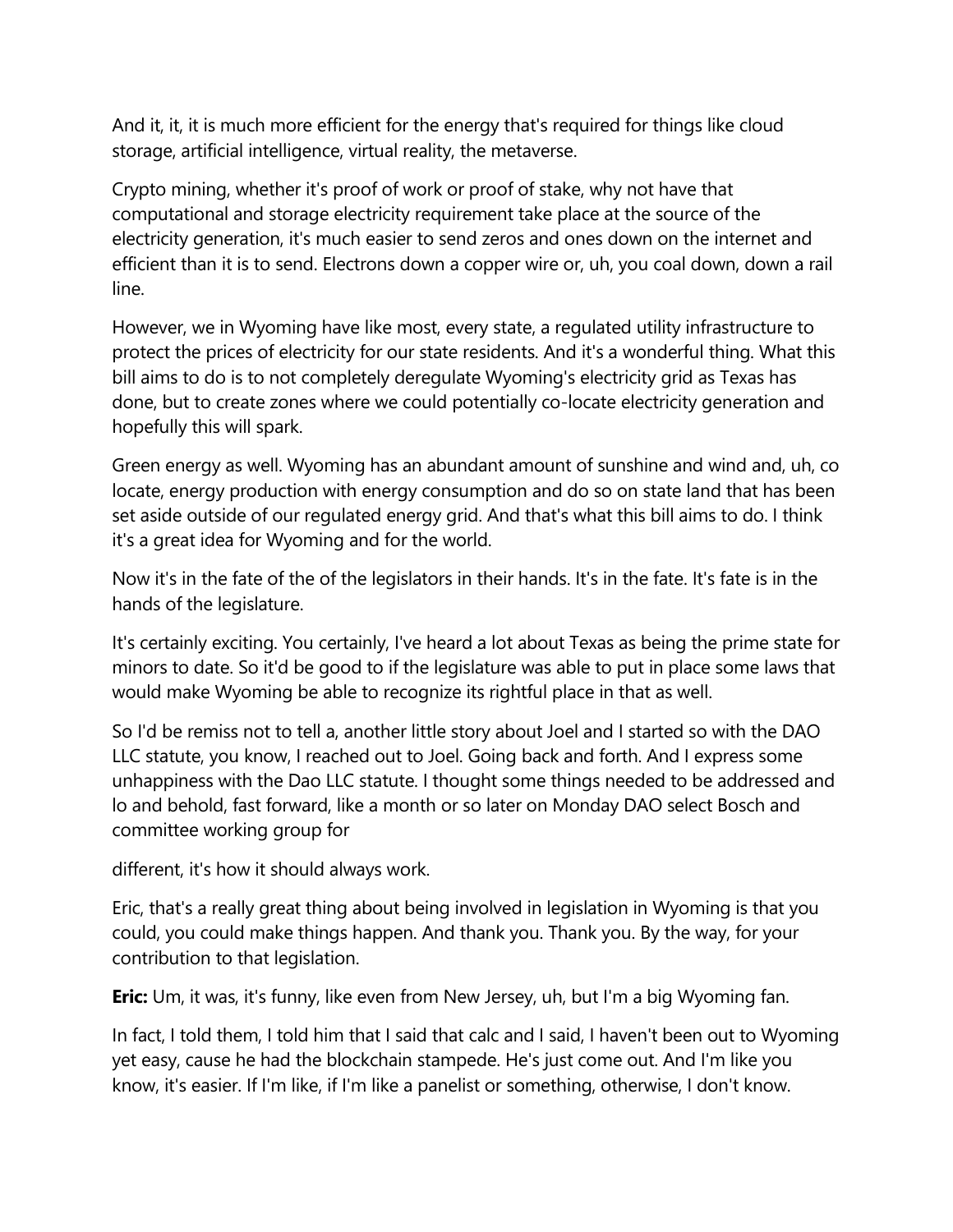And it, it, it is much more efficient for the energy that's required for things like cloud storage, artificial intelligence, virtual reality, the metaverse.

Crypto mining, whether it's proof of work or proof of stake, why not have that computational and storage electricity requirement take place at the source of the electricity generation, it's much easier to send zeros and ones down on the internet and efficient than it is to send. Electrons down a copper wire or, uh, you coal down, down a rail line.

However, we in Wyoming have like most, every state, a regulated utility infrastructure to protect the prices of electricity for our state residents. And it's a wonderful thing. What this bill aims to do is to not completely deregulate Wyoming's electricity grid as Texas has done, but to create zones where we could potentially co-locate electricity generation and hopefully this will spark.

Green energy as well. Wyoming has an abundant amount of sunshine and wind and, uh, co locate, energy production with energy consumption and do so on state land that has been set aside outside of our regulated energy grid. And that's what this bill aims to do. I think it's a great idea for Wyoming and for the world.

Now it's in the fate of the of the legislators in their hands. It's in the fate. It's fate is in the hands of the legislature.

It's certainly exciting. You certainly, I've heard a lot about Texas as being the prime state for minors to date. So it'd be good to if the legislature was able to put in place some laws that would make Wyoming be able to recognize its rightful place in that as well.

So I'd be remiss not to tell a, another little story about Joel and I started so with the DAO LLC statute, you know, I reached out to Joel. Going back and forth. And I express some unhappiness with the Dao LLC statute. I thought some things needed to be addressed and lo and behold, fast forward, like a month or so later on Monday DAO select Bosch and committee working group for

different, it's how it should always work.

Eric, that's a really great thing about being involved in legislation in Wyoming is that you could, you could make things happen. And thank you. Thank you. By the way, for your contribution to that legislation.

**Eric:** Um, it was, it's funny, like even from New Jersey, uh, but I'm a big Wyoming fan.

In fact, I told them, I told him that I said that calc and I said, I haven't been out to Wyoming yet easy, cause he had the blockchain stampede. He's just come out. And I'm like you know, it's easier. If I'm like, if I'm like a panelist or something, otherwise, I don't know.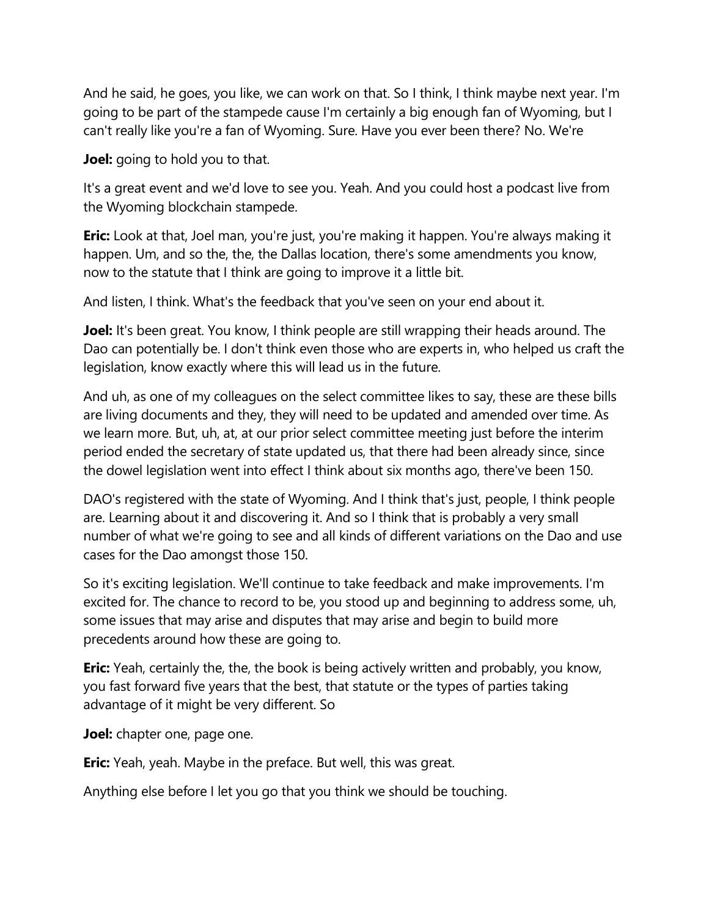And he said, he goes, you like, we can work on that. So I think, I think maybe next year. I'm going to be part of the stampede cause I'm certainly a big enough fan of Wyoming, but I can't really like you're a fan of Wyoming. Sure. Have you ever been there? No. We're

**Joel:** going to hold you to that.

It's a great event and we'd love to see you. Yeah. And you could host a podcast live from the Wyoming blockchain stampede.

**Eric:** Look at that, Joel man, you're just, you're making it happen. You're always making it happen. Um, and so the, the, the Dallas location, there's some amendments you know, now to the statute that I think are going to improve it a little bit.

And listen, I think. What's the feedback that you've seen on your end about it.

**Joel:** It's been great. You know, I think people are still wrapping their heads around. The Dao can potentially be. I don't think even those who are experts in, who helped us craft the legislation, know exactly where this will lead us in the future.

And uh, as one of my colleagues on the select committee likes to say, these are these bills are living documents and they, they will need to be updated and amended over time. As we learn more. But, uh, at, at our prior select committee meeting just before the interim period ended the secretary of state updated us, that there had been already since, since the dowel legislation went into effect I think about six months ago, there've been 150.

DAO's registered with the state of Wyoming. And I think that's just, people, I think people are. Learning about it and discovering it. And so I think that is probably a very small number of what we're going to see and all kinds of different variations on the Dao and use cases for the Dao amongst those 150.

So it's exciting legislation. We'll continue to take feedback and make improvements. I'm excited for. The chance to record to be, you stood up and beginning to address some, uh, some issues that may arise and disputes that may arise and begin to build more precedents around how these are going to.

**Eric:** Yeah, certainly the, the, the book is being actively written and probably, you know, you fast forward five years that the best, that statute or the types of parties taking advantage of it might be very different. So

**Joel:** chapter one, page one.

**Eric:** Yeah, yeah. Maybe in the preface. But well, this was great.

Anything else before I let you go that you think we should be touching.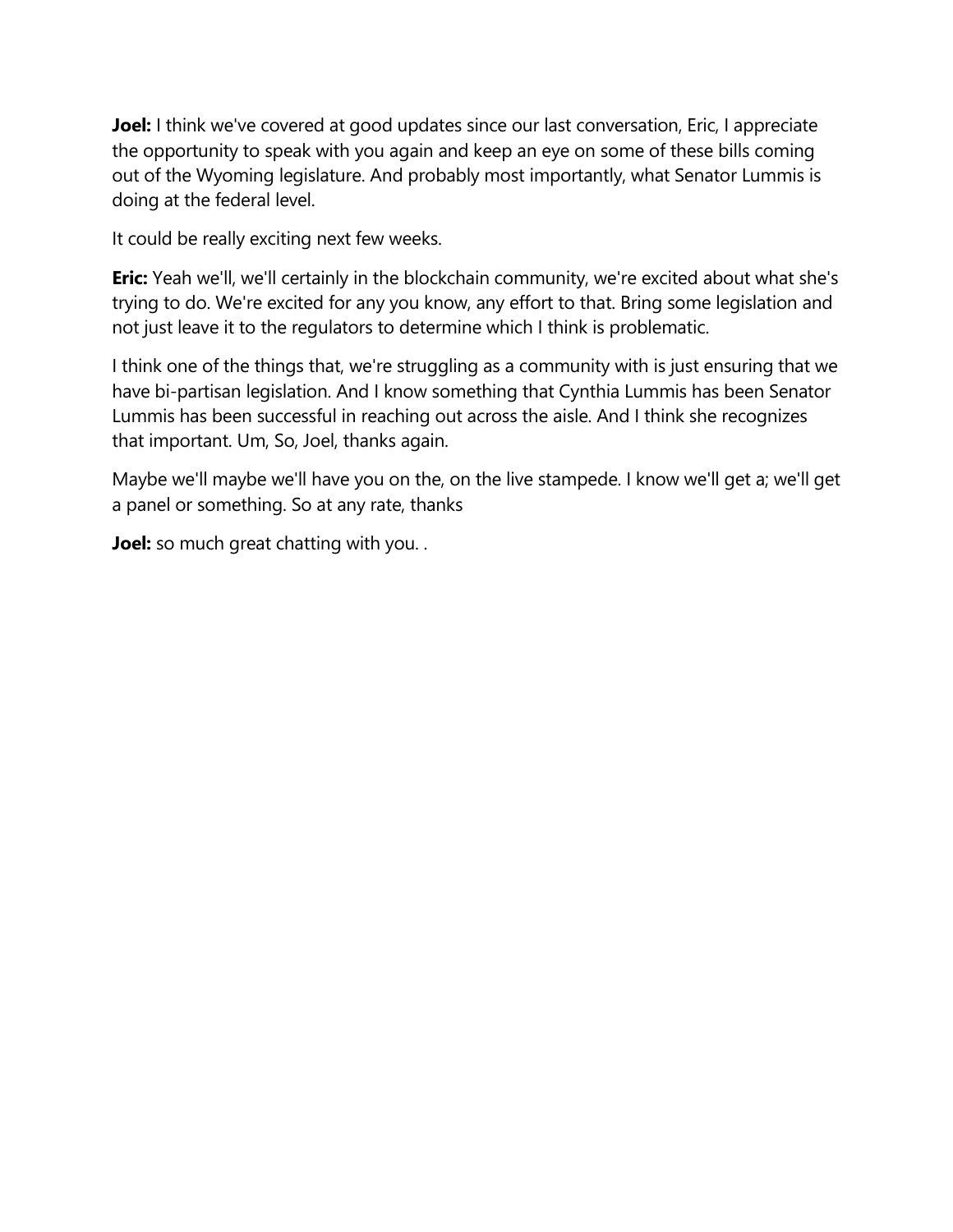**Joel:** I think we've covered at good updates since our last conversation, Eric, I appreciate the opportunity to speak with you again and keep an eye on some of these bills coming out of the Wyoming legislature. And probably most importantly, what Senator Lummis is doing at the federal level.

It could be really exciting next few weeks.

**Eric:** Yeah we'll, we'll certainly in the blockchain community, we're excited about what she's trying to do. We're excited for any you know, any effort to that. Bring some legislation and not just leave it to the regulators to determine which I think is problematic.

I think one of the things that, we're struggling as a community with is just ensuring that we have bi-partisan legislation. And I know something that Cynthia Lummis has been Senator Lummis has been successful in reaching out across the aisle. And I think she recognizes that important. Um, So, Joel, thanks again.

Maybe we'll maybe we'll have you on the, on the live stampede. I know we'll get a; we'll get a panel or something. So at any rate, thanks

**Joel:** so much great chatting with you. .